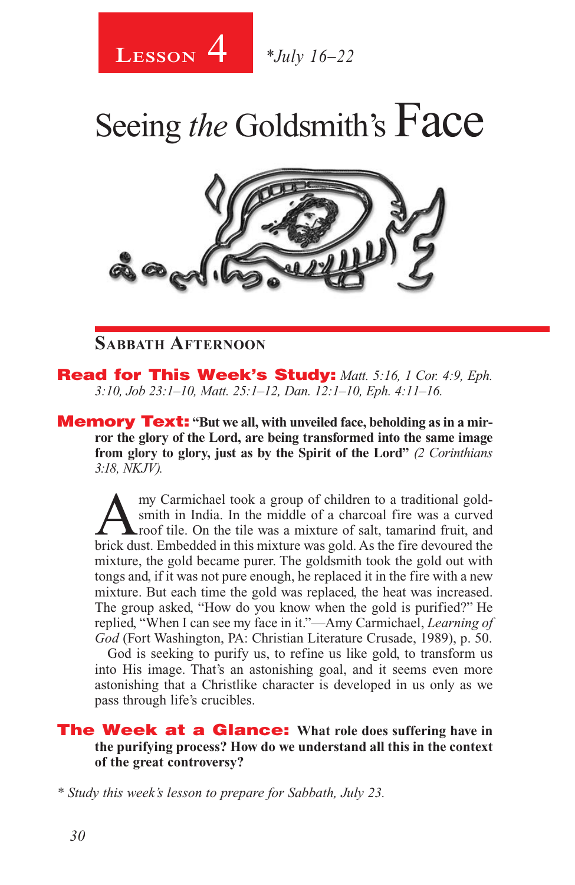**Lesson 4** *\*July 16–22*

# Seeing *the* Goldsmith's Face

## Sabbath Afternoon

**Read for This Week's Study:** *Matt. 5:16, 1 Cor. 4:9, Eph. 3:10, Job 23:1–10, Matt. 25:1–12, Dan. 12:1–10, Eph. 4:11–16.*

**Memory Text:** **"But we all, with unveiled face, beholding as in a mirror the glory of the Lord, are being transformed into the same image from glory to glory, just as by the Spirit of the Lord"** *(2 Corinthians 3:18, NKJV).*

Amy Carmichael took a group of children to a traditional goldsmith in India. In the middle of a charcoal fire was a curved roof tile. On the tile was a mixture of salt, tamarind fruit, and brick dust. Embedded in this mixture was gold. As the fire devoured the mixture, the gold became purer. The goldsmith took the gold out with tongs and, if it was not pure enough, he replaced it in the fire with a new mixture. But each time the gold was replaced, the heat was increased. The group asked, "How do you know when the gold is purified?" He replied, "When I can see my face in it."—Amy Carmichael, *Learning of God* (Fort Washington, PA: Christian Literature Crusade, 1989), p. 50.

God is seeking to purify us, to refine us like gold, to transform us into His image. That's an astonishing goal, and it seems even more astonishing that a Christlike character is developed in us only as we pass through life's crucibles.

**The Week at a Glance:** **What role does suffering have in the purifying process? How do we understand all this in the context of the great controversy?**

*\* Study this week's lesson to prepare for Sabbath, July 23.*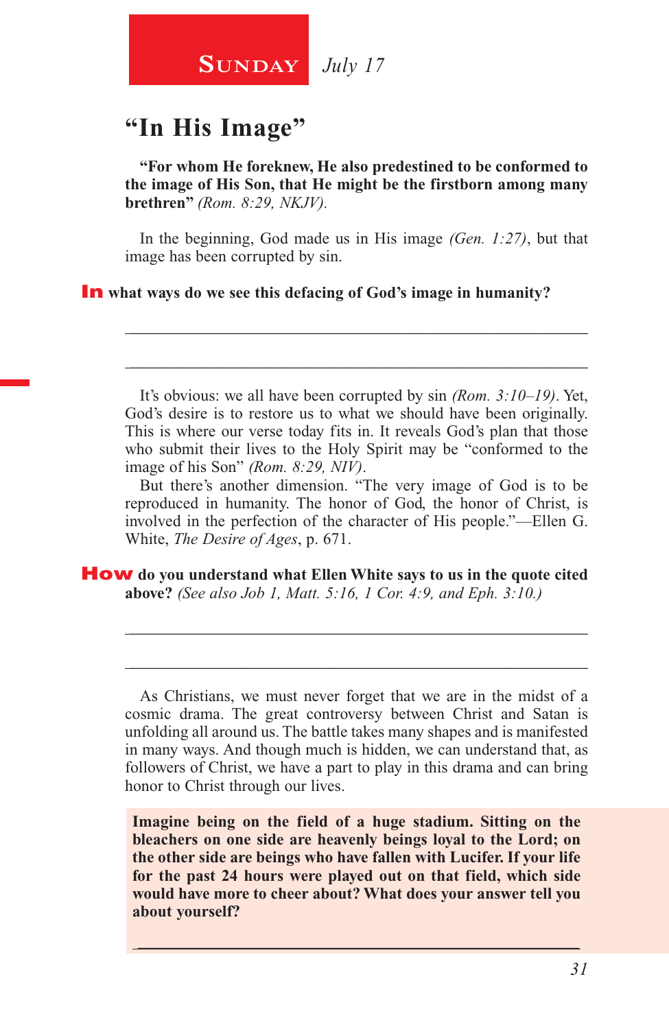**Sunday** *July 17*

# "In His Image"

**"For whom He foreknew, He also predestined to be conformed to the image of His Son, that He might be the firstborn among many brethren"** *(Rom. 8:29, NKJV).*

In the beginning, God made us in His image *(Gen. 1:27)*, but that image has been corrupted by sin.

**In what ways do we see this defacing of God's image in humanity?**

\_\_\_\_\_\_\_\_\_\_\_\_\_\_\_\_\_\_\_\_\_\_\_\_\_\_\_\_\_\_\_\_\_\_\_\_\_\_\_\_\_\_\_\_\_\_\_\_\_\_\_\_\_\_\_\_\_\_\_\_\_\_

\_\_\_\_\_\_\_\_\_\_\_\_\_\_\_\_\_\_\_\_\_\_\_\_\_\_\_\_\_\_\_\_\_\_\_\_\_\_\_\_\_\_\_\_\_\_\_\_\_\_\_\_\_\_\_\_\_\_\_\_\_\_

It's obvious: we all have been corrupted by sin *(Rom. 3:10–19)*. Yet, God's desire is to restore us to what we should have been originally. This is where our verse today fits in. It reveals God's plan that those who submit their lives to the Holy Spirit may be "conformed to the image of his Son" *(Rom. 8:29, NIV)*.

But there's another dimension. "The very image of God is to be reproduced in humanity. The honor of God, the honor of Christ, is involved in the perfection of the character of His people."—Ellen G. White, *The Desire of Ages*, p. 671.

**How do you understand what Ellen White says to us in the quote cited above?** *(See also Job 1, Matt. 5:16, 1 Cor. 4:9, and Eph. 3:10.)*

\_\_\_\_\_\_\_\_\_\_\_\_\_\_\_\_\_\_\_\_\_\_\_\_\_\_\_\_\_\_\_\_\_\_\_\_\_\_\_\_\_\_\_\_\_\_\_\_\_\_\_\_\_\_\_\_\_\_\_\_\_\_

\_\_\_\_\_\_\_\_\_\_\_\_\_\_\_\_\_\_\_\_\_\_\_\_\_\_\_\_\_\_\_\_\_\_\_\_\_\_\_\_\_\_\_\_\_\_\_\_\_\_\_\_\_\_\_\_\_\_\_\_\_\_

As Christians, we must never forget that we are in the midst of a cosmic drama. The great controversy between Christ and Satan is unfolding all around us. The battle takes many shapes and is manifested in many ways. And though much is hidden, we can understand that, as followers of Christ, we have a part to play in this drama and can bring honor to Christ through our lives.

**Imagine being on the field of a huge stadium. Sitting on the bleachers on one side are heavenly beings loyal to the Lord; on the other side are beings who have fallen with Lucifer. If your life for the past 24 hours were played out on that field, which side would have more to cheer about? What does your answer tell you about yourself?**

\_\_\_\_\_\_\_\_\_\_\_\_\_\_\_\_\_\_\_\_\_\_\_\_\_\_\_\_\_\_\_\_\_\_\_\_\_\_\_\_\_\_\_\_\_\_\_\_\_\_\_\_\_\_\_\_\_\_\_\_\_\_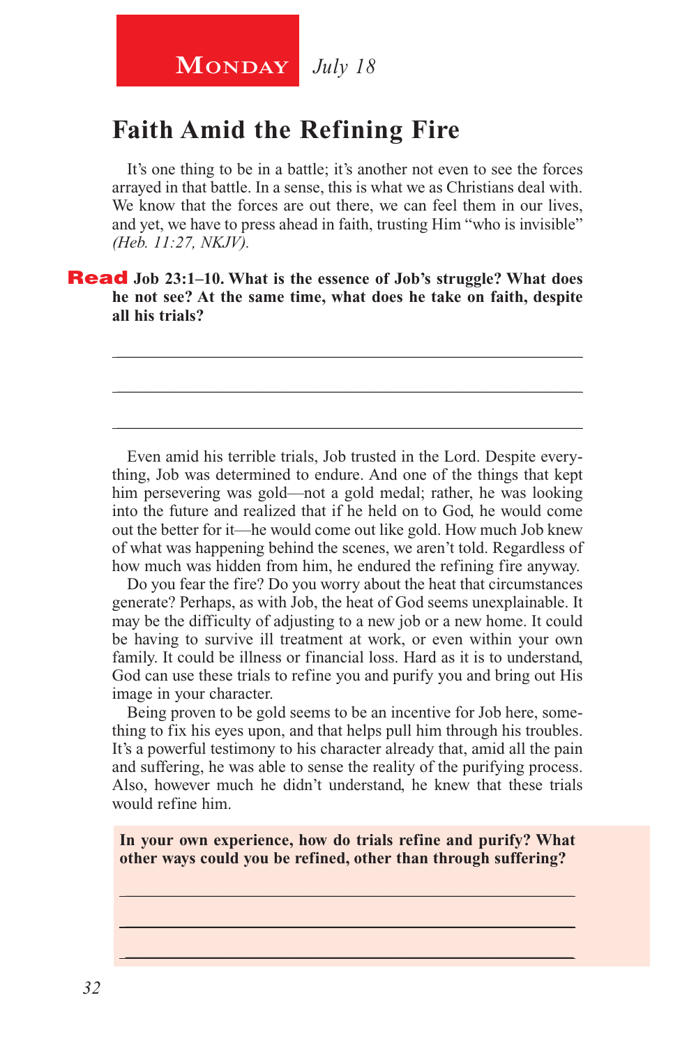**Monday** *July 18*

# Faith Amid the Refining Fire

It's one thing to be in a battle; it's another not even to see the forces arrayed in that battle. In a sense, this is what we as Christians deal with. We know that the forces are out there, we can feel them in our lives, and yet, we have to press ahead in faith, trusting Him "who is invisible" *(Heb. 11:27, NKJV).*

**Read Job 23:1–10. What is the essence of Job's struggle? What does he not see? At the same time, what does he take on faith, despite all his trials?**

_______________________________________________

_______________________________________________

_______________________________________________

Even amid his terrible trials, Job trusted in the Lord. Despite everything, Job was determined to endure. And one of the things that kept him persevering was gold—not a gold medal; rather, he was looking into the future and realized that if he held on to God, he would come out the better for it—he would come out like gold. How much Job knew of what was happening behind the scenes, we aren't told. Regardless of how much was hidden from him, he endured the refining fire anyway.

Do you fear the fire? Do you worry about the heat that circumstances generate? Perhaps, as with Job, the heat of God seems unexplainable. It may be the difficulty of adjusting to a new job or a new home. It could be having to survive ill treatment at work, or even within your own family. It could be illness or financial loss. Hard as it is to understand, God can use these trials to refine you and purify you and bring out His image in your character.

Being proven to be gold seems to be an incentive for Job here, something to fix his eyes upon, and that helps pull him through his troubles. It's a powerful testimony to his character already that, amid all the pain and suffering, he was able to sense the reality of the purifying process. Also, however much he didn't understand, he knew that these trials would refine him.

**In your own experience, how do trials refine and purify? What other ways could you be refined, other than through suffering?**

_______________________________________________

_______________________________________________

_______________________________________________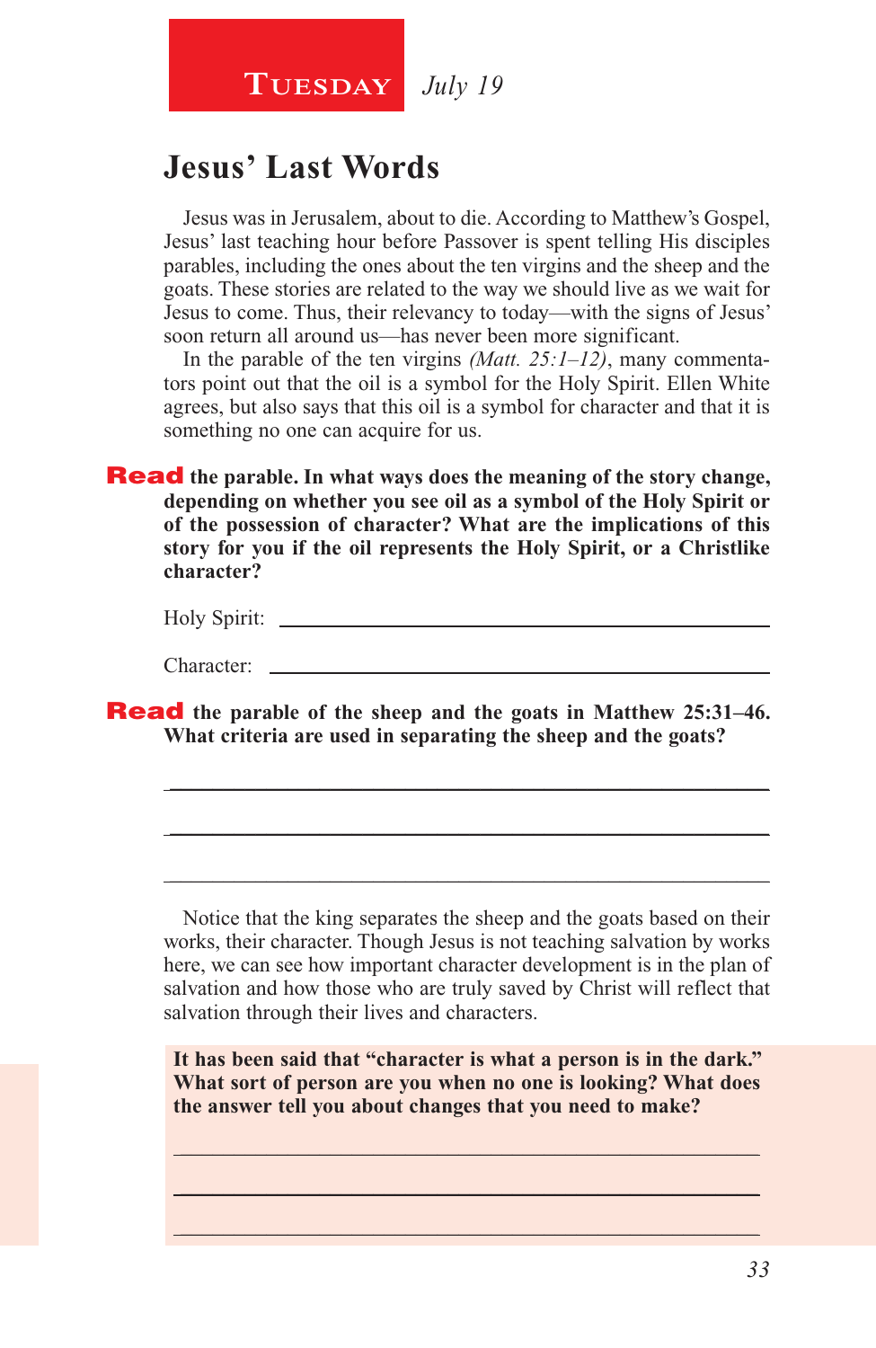**TUESDAY** *July 19*

## Jesus' Last Words

Jesus was in Jerusalem, about to die. According to Matthew's Gospel, Jesus' last teaching hour before Passover is spent telling His disciples parables, including the ones about the ten virgins and the sheep and the goats. These stories are related to the way we should live as we wait for Jesus to come. Thus, their relevancy to today—with the signs of Jesus' soon return all around us—has never been more significant.

In the parable of the ten virgins *(Matt. 25:1–12)*, many commentators point out that the oil is a symbol for the Holy Spirit. Ellen White agrees, but also says that this oil is a symbol for character and that it is something no one can acquire for us.

**Read the parable. In what ways does the meaning of the story change, depending on whether you see oil as a symbol of the Holy Spirit or of the possession of character? What are the implications of this story for you if the oil represents the Holy Spirit, or a Christlike character?**

Holy Spirit: ______________________________________________

Character: ______________________________________________

**Read the parable of the sheep and the goats in Matthew 25:31–46. What criteria are used in separating the sheep and the goats?**

______________________________________________

______________________________________________

______________________________________________

Notice that the king separates the sheep and the goats based on their works, their character. Though Jesus is not teaching salvation by works here, we can see how important character development is in the plan of salvation and how those who are truly saved by Christ will reflect that salvation through their lives and characters.

**It has been said that "character is what a person is in the dark." What sort of person are you when no one is looking? What does the answer tell you about changes that you need to make?**

______________________________________________

______________________________________________

______________________________________________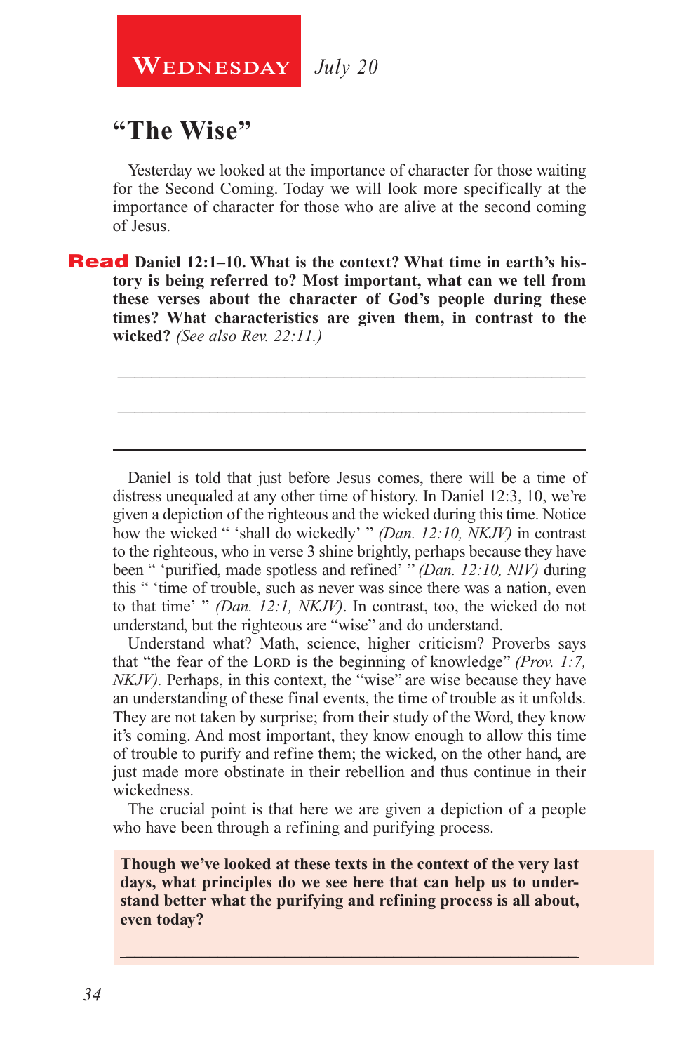**Wednesday** *July 20*

## "The Wise"

Yesterday we looked at the importance of character for those waiting for the Second Coming. Today we will look more specifically at the importance of character for those who are alive at the second coming of Jesus.

**Read Daniel 12:1–10. What is the context? What time in earth's history is being referred to? Most important, what can we tell from these verses about the character of God's people during these times? What characteristics are given them, in contrast to the wicked?** *(See also Rev. 22:11.)*

Daniel is told that just before Jesus comes, there will be a time of distress unequaled at any other time of history. In Daniel 12:3, 10, we're given a depiction of the righteous and the wicked during this time. Notice how the wicked " 'shall do wickedly' " *(Dan. 12:10, NKJV)* in contrast to the righteous, who in verse 3 shine brightly, perhaps because they have been " 'purified, made spotless and refined' " *(Dan. 12:10, NIV)* during this " 'time of trouble, such as never was since there was a nation, even to that time' " *(Dan. 12:1, NKJV)*. In contrast, too, the wicked do not understand, but the righteous are "wise" and do understand.

Understand what? Math, science, higher criticism? Proverbs says that "the fear of the Lord is the beginning of knowledge" *(Prov. 1:7, NKJV)*. Perhaps, in this context, the "wise" are wise because they have an understanding of these final events, the time of trouble as it unfolds. They are not taken by surprise; from their study of the Word, they know it's coming. And most important, they know enough to allow this time of trouble to purify and refine them; the wicked, on the other hand, are just made more obstinate in their rebellion and thus continue in their wickedness.

The crucial point is that here we are given a depiction of a people who have been through a refining and purifying process.

**Though we've looked at these texts in the context of the very last days, what principles do we see here that can help us to understand better what the purifying and refining process is all about, even today?**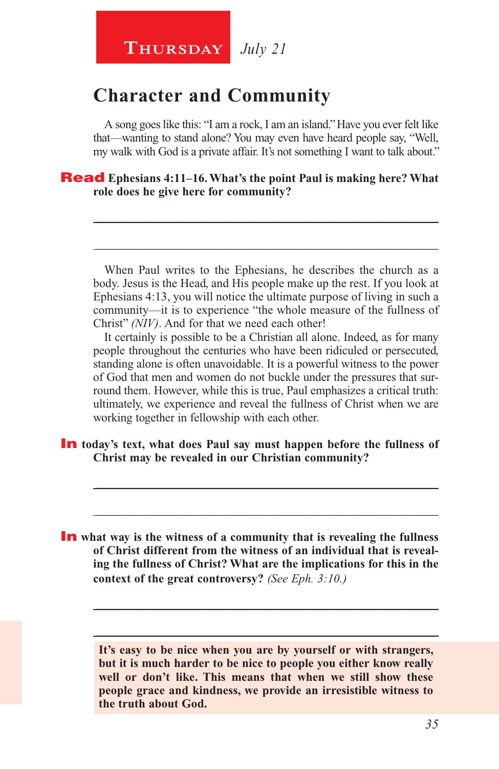**Thursday** *July 21*

## Character and Community

A song goes like this: "I am a rock, I am an island." Have you ever felt like that—wanting to stand alone? You may even have heard people say, "Well, my walk with God is a private affair. It's not something I want to talk about."

**Read Ephesians 4:11–16. What's the point Paul is making here? What role does he give here for community?**

\_\_\_\_\_\_\_\_\_\_\_\_\_\_\_\_\_\_\_\_\_\_\_\_\_\_\_\_\_\_\_\_\_\_\_\_\_\_\_\_\_\_\_\_\_\_\_\_\_\_\_\_\_\_\_\_\_\_\_\_\_\_\_\_\_

\_\_\_\_\_\_\_\_\_\_\_\_\_\_\_\_\_\_\_\_\_\_\_\_\_\_\_\_\_\_\_\_\_\_\_\_\_\_\_\_\_\_\_\_\_\_\_\_\_\_\_\_\_\_\_\_\_\_\_\_\_\_\_\_\_

When Paul writes to the Ephesians, he describes the church as a body. Jesus is the Head, and His people make up the rest. If you look at Ephesians 4:13, you will notice the ultimate purpose of living in such a community—it is to experience "the whole measure of the fullness of Christ" *(NIV)*. And for that we need each other!

It certainly is possible to be a Christian all alone. Indeed, as for many people throughout the centuries who have been ridiculed or persecuted, standing alone is often unavoidable. It is a powerful witness to the power of God that men and women do not buckle under the pressures that surround them. However, while this is true, Paul emphasizes a critical truth: ultimately, we experience and reveal the fullness of Christ when we are working together in fellowship with each other.

**In today's text, what does Paul say must happen before the fullness of Christ may be revealed in our Christian community?**

\_\_\_\_\_\_\_\_\_\_\_\_\_\_\_\_\_\_\_\_\_\_\_\_\_\_\_\_\_\_\_\_\_\_\_\_\_\_\_\_\_\_\_\_\_\_\_\_\_\_\_\_\_\_\_\_\_\_\_\_\_\_\_\_\_

\_\_\_\_\_\_\_\_\_\_\_\_\_\_\_\_\_\_\_\_\_\_\_\_\_\_\_\_\_\_\_\_\_\_\_\_\_\_\_\_\_\_\_\_\_\_\_\_\_\_\_\_\_\_\_\_\_\_\_\_\_\_\_\_\_

**In what way is the witness of a community that is revealing the fullness of Christ different from the witness of an individual that is revealing the fullness of Christ? What are the implications for this in the context of the great controversy?** *(See Eph. 3:10.)*

\_\_\_\_\_\_\_\_\_\_\_\_\_\_\_\_\_\_\_\_\_\_\_\_\_\_\_\_\_\_\_\_\_\_\_\_\_\_\_\_\_\_\_\_\_\_\_\_\_\_\_\_\_\_\_\_\_\_\_\_\_\_\_\_\_

\_\_\_\_\_\_\_\_\_\_\_\_\_\_\_\_\_\_\_\_\_\_\_\_\_\_\_\_\_\_\_\_\_\_\_\_\_\_\_\_\_\_\_\_\_\_\_\_\_\_\_\_\_\_\_\_\_\_\_\_\_\_\_\_\_

**It's easy to be nice when you are by yourself or with strangers, but it is much harder to be nice to people you either know really well or don't like. This means that when we still show these people grace and kindness, we provide an irresistible witness to the truth about God.**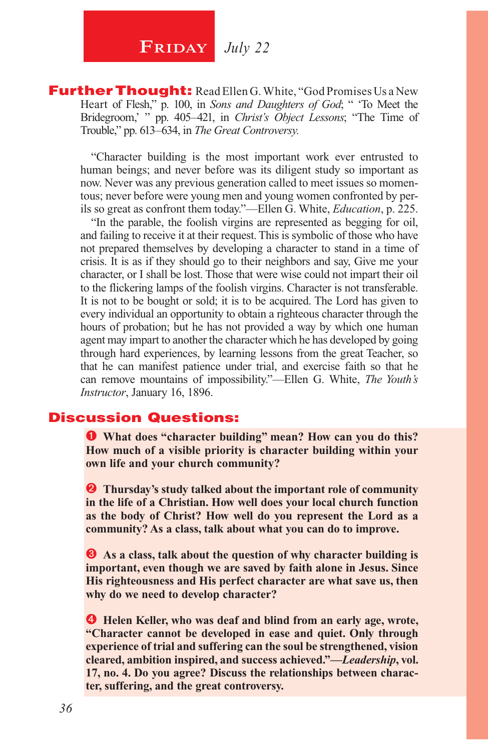# Friday *July 22*

**Further Thought:** Read Ellen G. White, "God Promises Us a New Heart of Flesh," p. 100, in *Sons and Daughters of God*; " 'To Meet the Bridegroom,' " pp. 405–421, in *Christ's Object Lessons*; "The Time of Trouble," pp. 613–634, in *The Great Controversy.*

"Character building is the most important work ever entrusted to human beings; and never before was its diligent study so important as now. Never was any previous generation called to meet issues so momentous; never before were young men and young women confronted by perils so great as confront them today."—Ellen G. White, *Education*, p. 225.

"In the parable, the foolish virgins are represented as begging for oil, and failing to receive it at their request. This is symbolic of those who have not prepared themselves by developing a character to stand in a time of crisis. It is as if they should go to their neighbors and say, Give me your character, or I shall be lost. Those that were wise could not impart their oil to the flickering lamps of the foolish virgins. Character is not transferable. It is not to be bought or sold; it is to be acquired. The Lord has given to every individual an opportunity to obtain a righteous character through the hours of probation; but he has not provided a way by which one human agent may impart to another the character which he has developed by going through hard experiences, by learning lessons from the great Teacher, so that he can manifest patience under trial, and exercise faith so that he can remove mountains of impossibility."—Ellen G. White, *The Youth's Instructor*, January 16, 1896.

## Discussion Questions:

1. **What does "character building" mean? How can you do this? How much of a visible priority is character building within your own life and your church community?**

2. **Thursday's study talked about the important role of community in the life of a Christian. How well does your local church function as the body of Christ? How well do you represent the Lord as a community? As a class, talk about what you can do to improve.**

3. **As a class, talk about the question of why character building is important, even though we are saved by faith alone in Jesus. Since His righteousness and His perfect character are what save us, then why do we need to develop character?**

4. **Helen Keller, who was deaf and blind from an early age, wrote, "Character cannot be developed in ease and quiet. Only through experience of trial and suffering can the soul be strengthened, vision cleared, ambition inspired, and success achieved."—*Leadership*, vol. 17, no. 4. Do you agree? Discuss the relationships between character, suffering, and the great controversy.**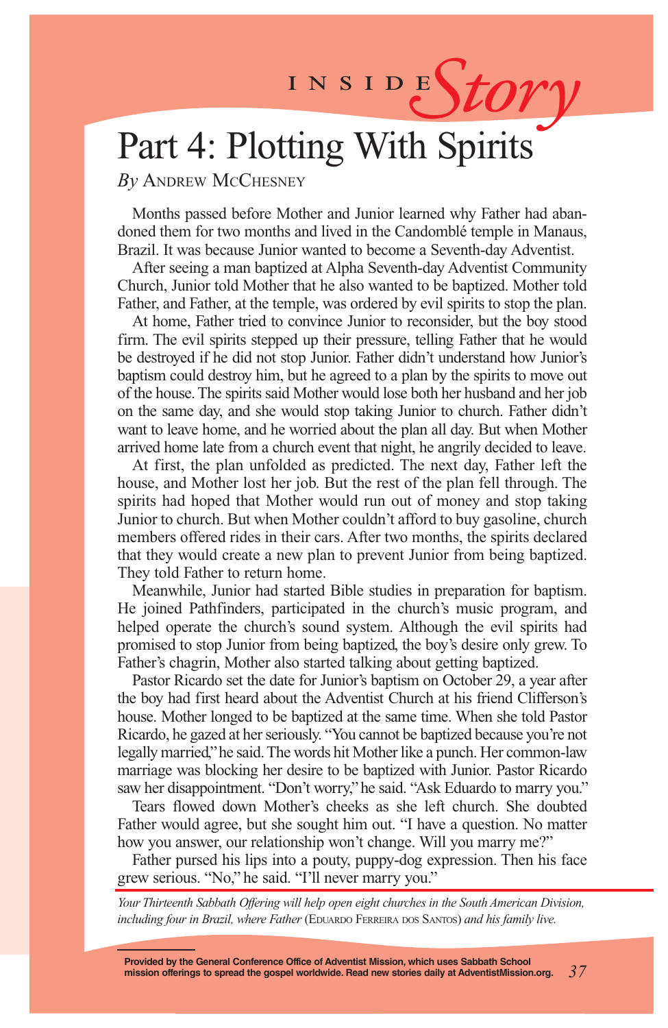INSIDE *Story*

# Part 4: Plotting With Spirits

*By* Andrew McChesney

Months passed before Mother and Junior learned why Father had abandoned them for two months and lived in the Candomblé temple in Manaus, Brazil. It was because Junior wanted to become a Seventh-day Adventist.

After seeing a man baptized at Alpha Seventh-day Adventist Community Church, Junior told Mother that he also wanted to be baptized. Mother told Father, and Father, at the temple, was ordered by evil spirits to stop the plan.

At home, Father tried to convince Junior to reconsider, but the boy stood firm. The evil spirits stepped up their pressure, telling Father that he would be destroyed if he did not stop Junior. Father didn't understand how Junior's baptism could destroy him, but he agreed to a plan by the spirits to move out of the house. The spirits said Mother would lose both her husband and her job on the same day, and she would stop taking Junior to church. Father didn't want to leave home, and he worried about the plan all day. But when Mother arrived home late from a church event that night, he angrily decided to leave.

At first, the plan unfolded as predicted. The next day, Father left the house, and Mother lost her job. But the rest of the plan fell through. The spirits had hoped that Mother would run out of money and stop taking Junior to church. But when Mother couldn't afford to buy gasoline, church members offered rides in their cars. After two months, the spirits declared that they would create a new plan to prevent Junior from being baptized. They told Father to return home.

Meanwhile, Junior had started Bible studies in preparation for baptism. He joined Pathfinders, participated in the church's music program, and helped operate the church's sound system. Although the evil spirits had promised to stop Junior from being baptized, the boy's desire only grew. To Father's chagrin, Mother also started talking about getting baptized.

Pastor Ricardo set the date for Junior's baptism on October 29, a year after the boy had first heard about the Adventist Church at his friend Clifferson's house. Mother longed to be baptized at the same time. When she told Pastor Ricardo, he gazed at her seriously. "You cannot be baptized because you're not legally married," he said. The words hit Mother like a punch. Her common-law marriage was blocking her desire to be baptized with Junior. Pastor Ricardo saw her disappointment. "Don't worry," he said. "Ask Eduardo to marry you."

Tears flowed down Mother's cheeks as she left church. She doubted Father would agree, but she sought him out. "I have a question. No matter how you answer, our relationship won't change. Will you marry me?"

Father pursed his lips into a pouty, puppy-dog expression. Then his face grew serious. "No," he said. "I'll never marry you."

*Your Thirteenth Sabbath Offering will help open eight churches in the South American Division, including four in Brazil, where Father* (Eduardo Ferreira dos Santos) *and his family live.*

**Provided by the General Conference Office of Adventist Mission, which uses Sabbath School mission offerings to spread the gospel worldwide. Read new stories daily at AdventistMission.org.**